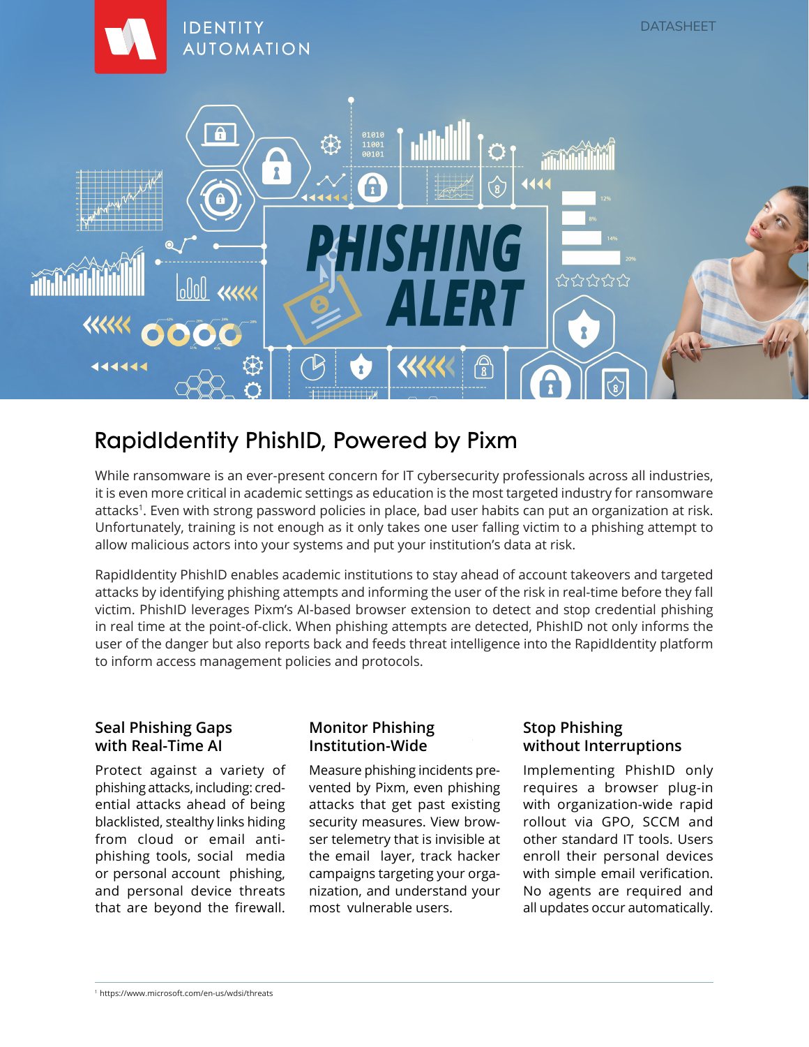IDENTITY AUTOMATION

DATASHEET

# RapidIdentity PhishID, Powered by Pixm

While ransomware is an ever-present concern for IT cybersecurity professionals across all industries, it is even more critical in academic settings as education is the most targeted industry for ransomware attacks[1]. Even with strong password policies in place, bad user habits can put an organization at risk. Unfortunately, training is not enough as it only takes one user falling victim to a phishing attempt to allow malicious actors into your systems and put your institution's data at risk.

RapidIdentity PhishID enables academic institutions to stay ahead of account takeovers and targeted attacks by identifying phishing attempts and informing the user of the risk in real-time before they fall victim. PhishID leverages Pixm's AI-based browser extension to detect and stop credential phishing in real time at the point-of-click. When phishing attempts are detected, PhishID not only informs the user of the danger but also reports back and feeds threat intelligence into the RapidIdentity platform to inform access management policies and protocols.

### Seal Phishing Gaps with Real-Time AI

Protect against a variety of phishing attacks, including: credential attacks ahead of being blacklisted, stealthy links hiding from cloud or email anti-phishing tools, social media or personal account phishing, and personal device threats that are beyond the firewall.

### Monitor Phishing Institution-Wide

Measure phishing incidents prevented by Pixm, even phishing attacks that get past existing security measures. View browser telemetry that is invisible at the email layer, track hacker campaigns targeting your organization, and understand your most vulnerable users.

### Stop Phishing without Interruptions

Implementing PhishID only requires a browser plug-in with organization-wide rapid rollout via GPO, SCCM and other standard IT tools. Users enroll their personal devices with simple email verification. No agents are required and all updates occur automatically.

---

[1] https://www.microsoft.com/en-us/wdsi/threats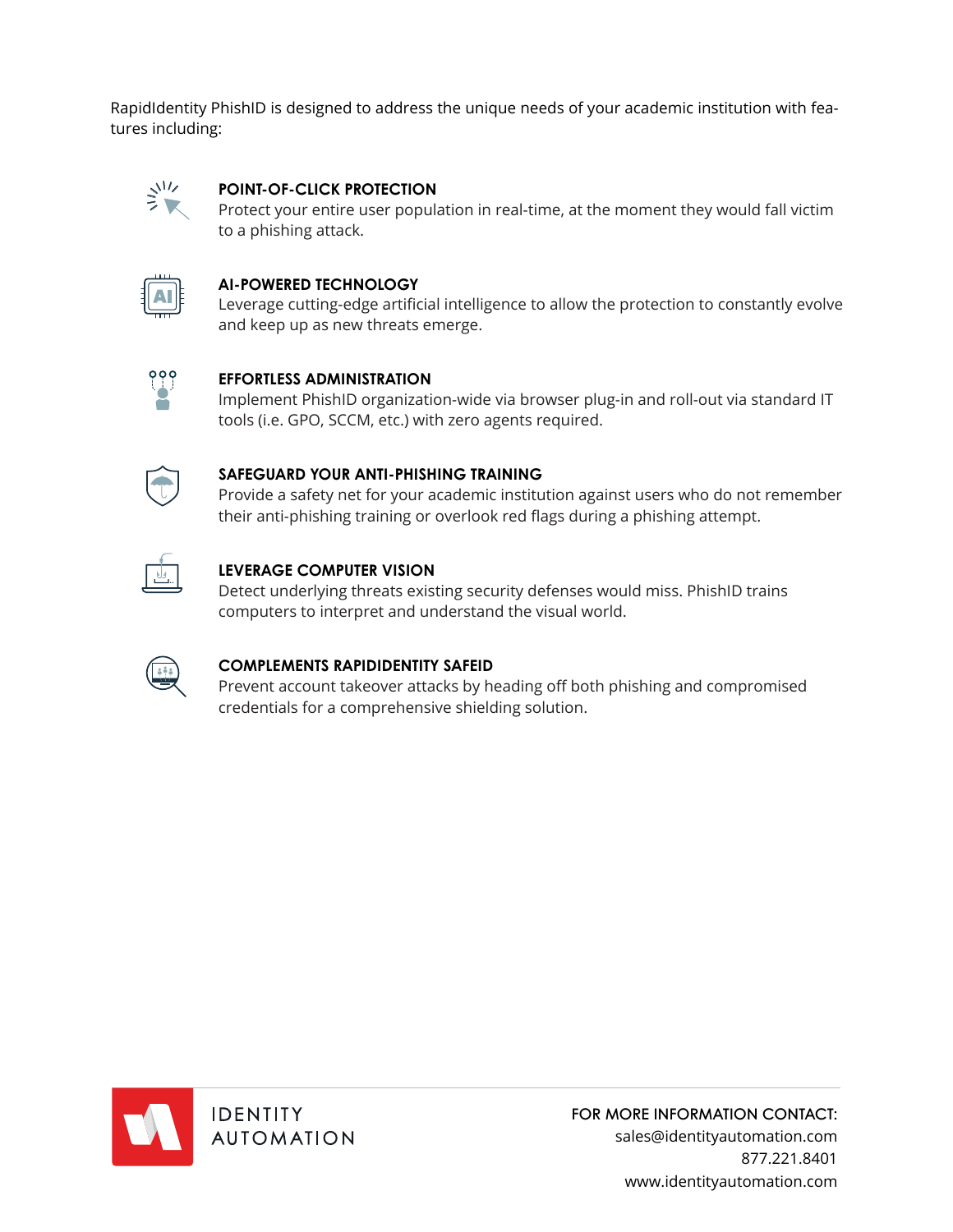RapidIdentity PhishID is designed to address the unique needs of your academic institution with features including:

### POINT-OF-CLICK PROTECTION

Protect your entire user population in real-time, at the moment they would fall victim to a phishing attack.

### AI-POWERED TECHNOLOGY

Leverage cutting-edge artificial intelligence to allow the protection to constantly evolve and keep up as new threats emerge.

### EFFORTLESS ADMINISTRATION

Implement PhishID organization-wide via browser plug-in and roll-out via standard IT tools (i.e. GPO, SCCM, etc.) with zero agents required.

### SAFEGUARD YOUR ANTI-PHISHING TRAINING

Provide a safety net for your academic institution against users who do not remember their anti-phishing training or overlook red flags during a phishing attempt.

### LEVERAGE COMPUTER VISION

Detect underlying threats existing security defenses would miss. PhishID trains computers to interpret and understand the visual world.

### COMPLEMENTS RAPIDIDENTITY SAFEID

Prevent account takeover attacks by heading off both phishing and compromised credentials for a comprehensive shielding solution.

IDENTITY AUTOMATION

FOR MORE INFORMATION CONTACT:
sales@identityautomation.com
877.221.8401
www.identityautomation.com